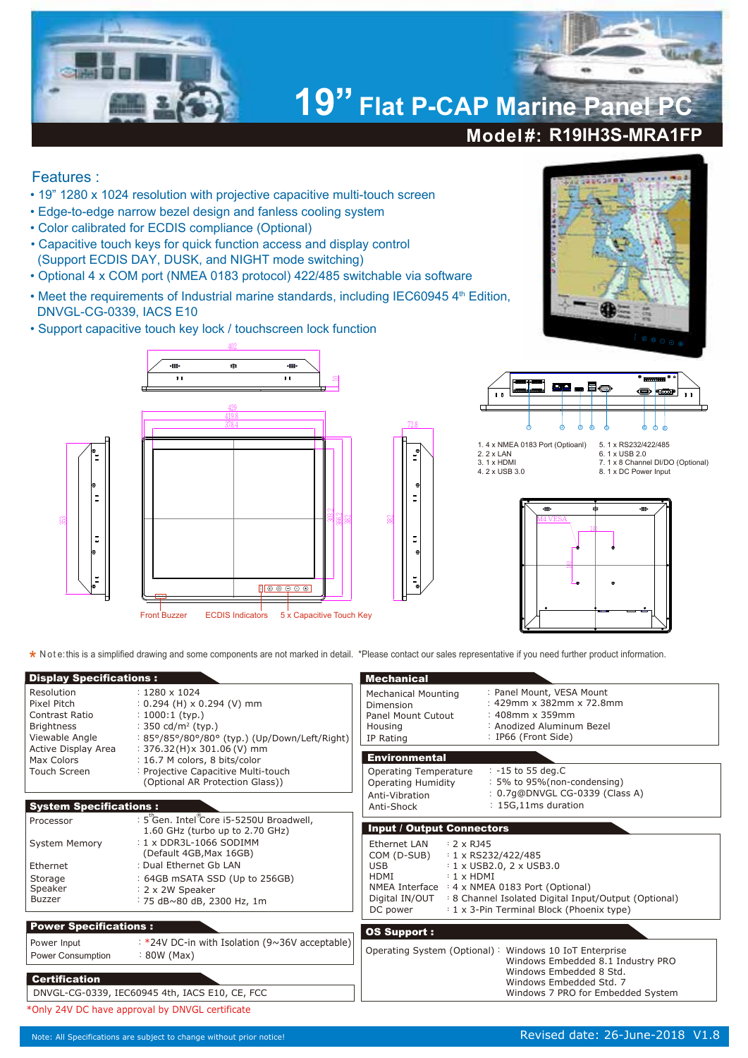# 19" Flat P-CAP Marine Panel PC

## Model#: R19IH3S-MRA1FP

## Features :

- 19" 1280 x 1024 resolution with projective capacitive multi-touch screen
- Edge-to-edge narrow bezel design and fanless cooling system
- Color calibrated for ECDIS compliance (Optional)
- Capacitive touch keys for quick function access and display control (Support ECDIS DAY, DUSK, and NIGHT mode switching)
- Optional 4 x COM port (NMEA 0183 protocol) 422/485 switchable via software
- Meet the requirements of Industrial marine standards, including IEC60945 4th Edition, DNVGL-CG-0339, IACS E10
- Support capacitive touch key lock / touchscreen lock function

1. 4 x NMEA 0183 Port (Optioanl)
2. 2 x LAN
3. 1 x HDMI
4. 2 x USB 3.0
5. 1 x RS232/422/485
6. 1 x USB 2.0
7. 1 x 8 Channel DI/DO (Optional)
8. 1 x DC Power Input

Front Buzzer    ECDIS Indicators    5 x Capacitive Touch Key

M4 VESA

* Note: this is a simplified drawing and some components are not marked in detail. *Please contact our sales representative if you need further product information.

### Display Specifications :

| | |
|---|---|
| Resolution | : 1280 x 1024 |
| Pixel Pitch | : 0.294 (H) x 0.294 (V) mm |
| Contrast Ratio | : 1000:1 (typ.) |
| Brightness | : 350 cd/m² (typ.) |
| Viewable Angle | : 85°/85°/80°/80° (typ.) (Up/Down/Left/Right) |
| Active Display Area | : 376.32(H)x 301.06 (V) mm |
| Max Colors | : 16.7 M colors, 8 bits/color |
| Touch Screen | : Projective Capacitive Multi-touch (Optional AR Protection Glass)) |

### System Specifications :

| | |
|---|---|
| Processor | : 5th Gen. Intel® Core i5-5250U Broadwell, 1.60 GHz (turbo up to 2.70 GHz) |
| System Memory | : 1 x DDR3L-1066 SODIMM (Default 4GB,Max 16GB) |
| Ethernet | : Dual Ethernet Gb LAN |
| Storage | : 64GB mSATA SSD (Up to 256GB) |
| Speaker | : 2 x 2W Speaker |
| Buzzer | : 75 dB~80 dB, 2300 Hz, 1m |

### Power Specifications :

| | |
|---|---|
| Power Input | : *24V DC-in with Isolation (9~36V acceptable) |
| Power Consumption | : 80W (Max) |

### Certification

DNVGL-CG-0339, IEC60945 4th, IACS E10, CE, FCC

*Only 24V DC have approval by DNVGL certificate

### Mechanical

| | |
|---|---|
| Mechanical Mounting | : Panel Mount, VESA Mount |
| Dimension | : 429mm x 382mm x 72.8mm |
| Panel Mount Cutout | : 408mm x 359mm |
| Housing | : Anodized Aluminum Bezel |
| IP Rating | : IP66 (Front Side) |

### Environmental

| | |
|---|---|
| Operating Temperature | : -15 to 55 deg.C |
| Operating Humidity | : 5% to 95%(non-condensing) |
| Anti-Vibration | : 0.7g@DNVGL CG-0339 (Class A) |
| Anti-Shock | : 15G,11ms duration |

### Input / Output Connectors

| | |
|---|---|
| Ethernet LAN | : 2 x RJ45 |
| COM (D-SUB) | : 1 x RS232/422/485 |
| USB | : 1 x USB2.0, 2 x USB3.0 |
| HDMI | : 1 x HDMI |
| NMEA Interface | : 4 x NMEA 0183 Port (Optional) |
| Digital IN/OUT | : 8 Channel Isolated Digital Input/Output (Optional) |
| DC power | : 1 x 3-Pin Terminal Block (Phoenix type) |

### OS Support :

Operating System (Optional) : Windows 10 IoT Enterprise
Windows Embedded 8.1 Industry PRO
Windows Embedded 8 Std.
Windows Embedded Std. 7
Windows 7 PRO for Embedded System

Note: All Specifications are subject to change without prior notice!

Revised date: 26-June-2018 V1.8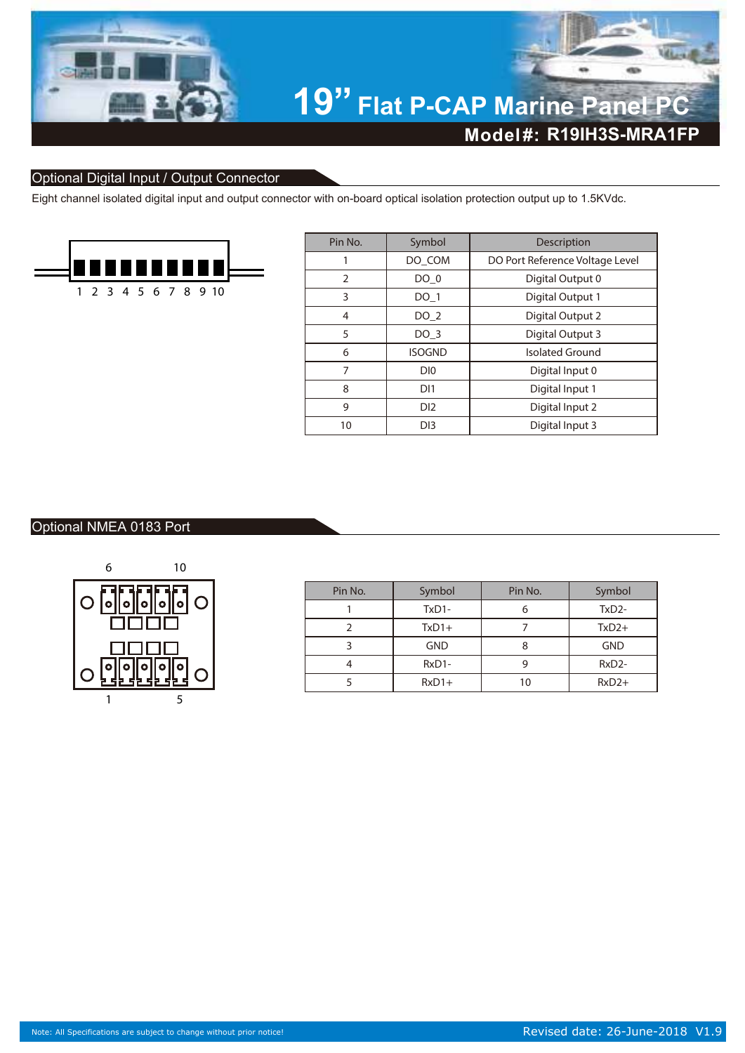# 19" Flat P-CAP Marine Panel PC

**Model#: R19IH3S-MRA1FP**

## Optional Digital Input / Output Connector

Eight channel isolated digital input and output connector with on-board optical isolation protection output up to 1.5KVdc.

1 2 3 4 5 6 7 8 9 10

| Pin No. | Symbol | Description |
|---|---|---|
| 1 | DO_COM | DO Port Reference Voltage Level |
| 2 | DO_0 | Digital Output 0 |
| 3 | DO_1 | Digital Output 1 |
| 4 | DO_2 | Digital Output 2 |
| 5 | DO_3 | Digital Output 3 |
| 6 | ISOGND | Isolated Ground |
| 7 | DI0 | Digital Input 0 |
| 8 | DI1 | Digital Input 1 |
| 9 | DI2 | Digital Input 2 |
| 10 | DI3 | Digital Input 3 |

## Optional NMEA 0183 Port

6 10

1 5

| Pin No. | Symbol | Pin No. | Symbol |
|---|---|---|---|
| 1 | TxD1- | 6 | TxD2- |
| 2 | TxD1+ | 7 | TxD2+ |
| 3 | GND | 8 | GND |
| 4 | RxD1- | 9 | RxD2- |
| 5 | RxD1+ | 10 | RxD2+ |

Note: All Specifications are subject to change without prior notice!

Revised date: 26-June-2018 V1.9